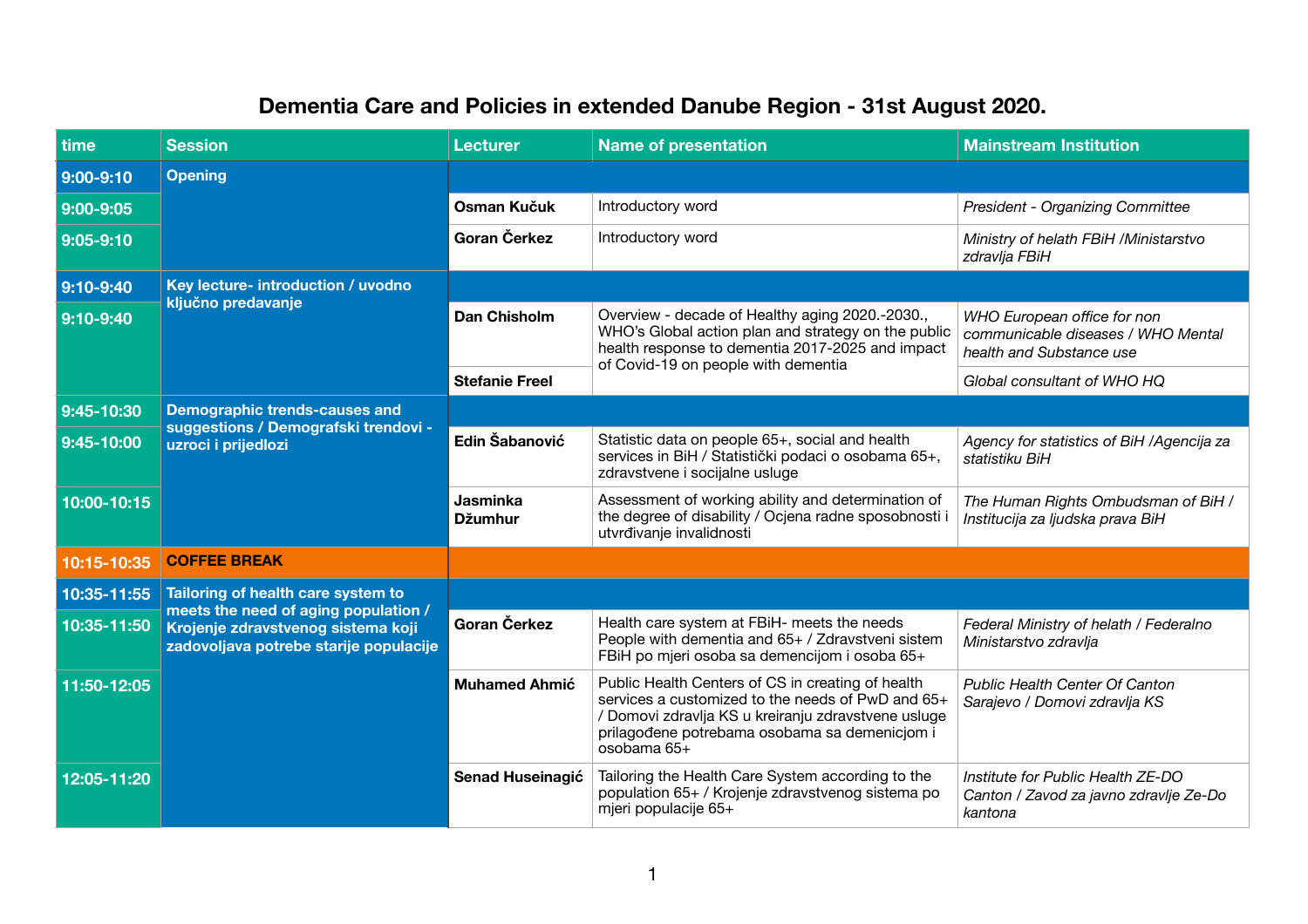# Dementia Care and Policies in extended Danube Region - 31st August 2020.

| time | Session | Lecturer | Name of presentation | Mainstream Institution |
|---|---|---|---|---|
| **9:00-9:10** | **Opening** | | | |
| **9:00-9:05** | | **Osman Kučuk** | Introductory word | *President - Organizing Committee* |
| **9:05-9:10** | | **Goran Čerkez** | Introductory word | *Ministry of helath FBiH /Ministarstvo zdravlja FBiH* |
| **9:10-9:40** | **Key lecture- introduction / uvodno ključno predavanje** | | | |
| **9:10-9:40** | | **Dan Chisholm** | Overview - decade of Healthy aging 2020.-2030., WHO's Global action plan and strategy on the public health response to dementia 2017-2025 and impact of Covid-19 on people with dementia | *WHO European office for non communicable diseases / WHO Mental health and Substance use* |
| | | **Stefanie Freel** | | *Global consultant of WHO HQ* |
| **9:45-10:30** | **Demographic trends-causes and suggestions / Demografski trendovi - uzroci i prijedlozi** | | | |
| **9:45-10:00** | | **Edin Šabanović** | Statistic data on people 65+, social and health services in BiH / Statistički podaci o osobama 65+, zdravstvene i socijalne usluge | *Agency for statistics of BiH /Agencija za statistiku BiH* |
| **10:00-10:15** | | **Jasminka Džumhur** | Assessment of working ability and determination of the degree of disability / Ocjena radne sposobnosti i utvrđivanje invalidnosti | *The Human Rights Ombudsman of BiH / Institucija za ljudska prava BiH* |
| **10:15-10:35** | **COFFEE BREAK** | | | |
| **10:35-11:55** | **Tailoring of health care system to meets the need of aging population / Krojenje zdravstvenog sistema koji zadovoljava potrebe starije populacije** | | | |
| **10:35-11:50** | | **Goran Čerkez** | Health care system at FBiH- meets the needs People with dementia and 65+ / Zdravstveni sistem FBiH po mjeri osoba sa demencijom i osoba 65+ | *Federal Ministry of helath / Federalno Ministarstvo zdravlja* |
| **11:50-12:05** | | **Muhamed Ahmić** | Public Health Centers of CS in creating of health services a customized to the needs of PwD and 65+ / Domovi zdravlja KS u kreiranju zdravstvene usluge prilagođene potrebama osobama sa demenicjom i osobama 65+ | *Public Health Center Of Canton Sarajevo / Domovi zdravlja KS* |
| **12:05-11:20** | | **Senad Huseinagić** | Tailoring the Health Care System according to the population 65+ / Krojenje zdravstvenog sistema po mjeri populacije 65+ | *Institute for Public Health ZE-DO Canton / Zavod za javno zdravlje Ze-Do kantona* |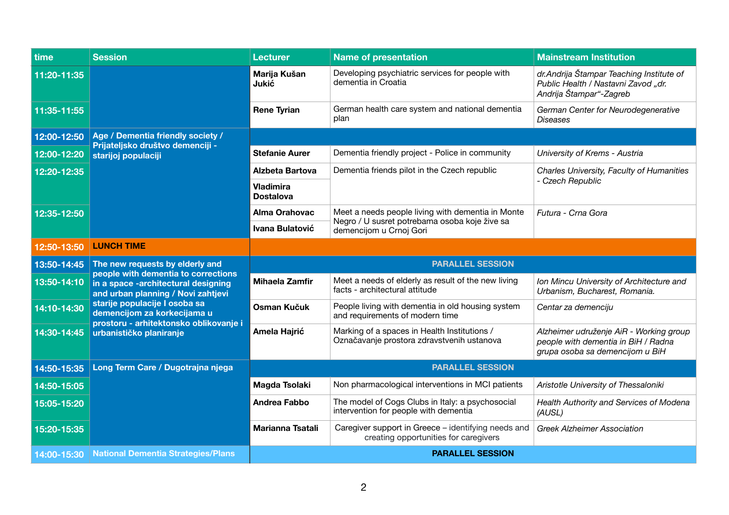| time | Session | Lecturer | Name of presentation | Mainstream Institution |
|---|---|---|---|---|
| 11:20-11:35 | | **Marija Kušan Jukić** | Developing psychiatric services for people with dementia in Croatia | *dr.Andrija Štampar Teaching Institute of Public Health / Nastavni Zavod „dr. Andrija Štampar"-Zagreb* |
| 11:35-11:55 | | **Rene Tyrian** | German health care system and national dementia plan | *German Center for Neurodegenerative Diseases* |
| 12:00-12:50 | **Age / Dementia friendly society / Prijateljsko društvo demenciji - starijoj populaciji** | | | |
| 12:00-12:20 | | **Stefanie Aurer** | Dementia friendly project - Police in community | *University of Krems - Austria* |
| 12:20-12:35 | | **Alzbeta Bartova** | Dementia friends pilot in the Czech republic | *Charles University, Faculty of Humanities - Czech Republic* |
| | | **Vladimira Dostalova** | | |
| 12:35-12:50 | | **Alma Orahovac** | Meet a needs people living with dementia in Monte Negro / U susret potrebama osoba koje žive sa demencijom u Crnoj Gori | *Futura - Crna Gora* |
| | | **Ivana Bulatović** | | |
| 12:50-13:50 | **LUNCH TIME** | | | |
| 13:50-14:45 | **The new requests by elderly and people with dementia to corrections in a space -architectural designing and urban planning / Novi zahtjevi starije populacije I osoba sa demencijom za korkecijama u prostoru - arhitektonsko oblikovanje i urbanističko planiranje** | **PARALLEL SESSION** | | |
| 13:50-14:10 | | **Mihaela Zamfir** | Meet a needs of elderly as result of the new living facts - architectural attitude | *Ion Mincu University of Architecture and Urbanism, Bucharest, Romania.* |
| 14:10-14:30 | | **Osman Kučuk** | People living with dementia in old housing system and requirements of modern time | *Centar za demenciju* |
| 14:30-14:45 | | **Amela Hajrić** | Marking of a spaces in Health Institutions / Označavanje prostora zdravstvenih ustanova | *Alzheimer udruženje AiR - Working group people with dementia in BiH / Radna grupa osoba sa demencijom u BiH* |
| 14:50-15:35 | **Long Term Care / Dugotrajna njega** | **PARALLEL SESSION** | | |
| 14:50-15:05 | | **Magda Tsolaki** | Non pharmacological interventions in MCI patients | *Aristotle University of Thessaloniki* |
| 15:05-15:20 | | **Andrea Fabbo** | The model of Cogs Clubs in Italy: a psychosocial intervention for people with dementia | *Health Authority and Services of Modena (AUSL)* |
| 15:20-15:35 | | **Marianna Tsatali** | Caregiver support in Greece – identifying needs and creating opportunities for caregivers | *Greek Alzheimer Association* |
| 14:00-15:30 | **National Dementia Strategies/Plans** | **PARALLEL SESSION** | | |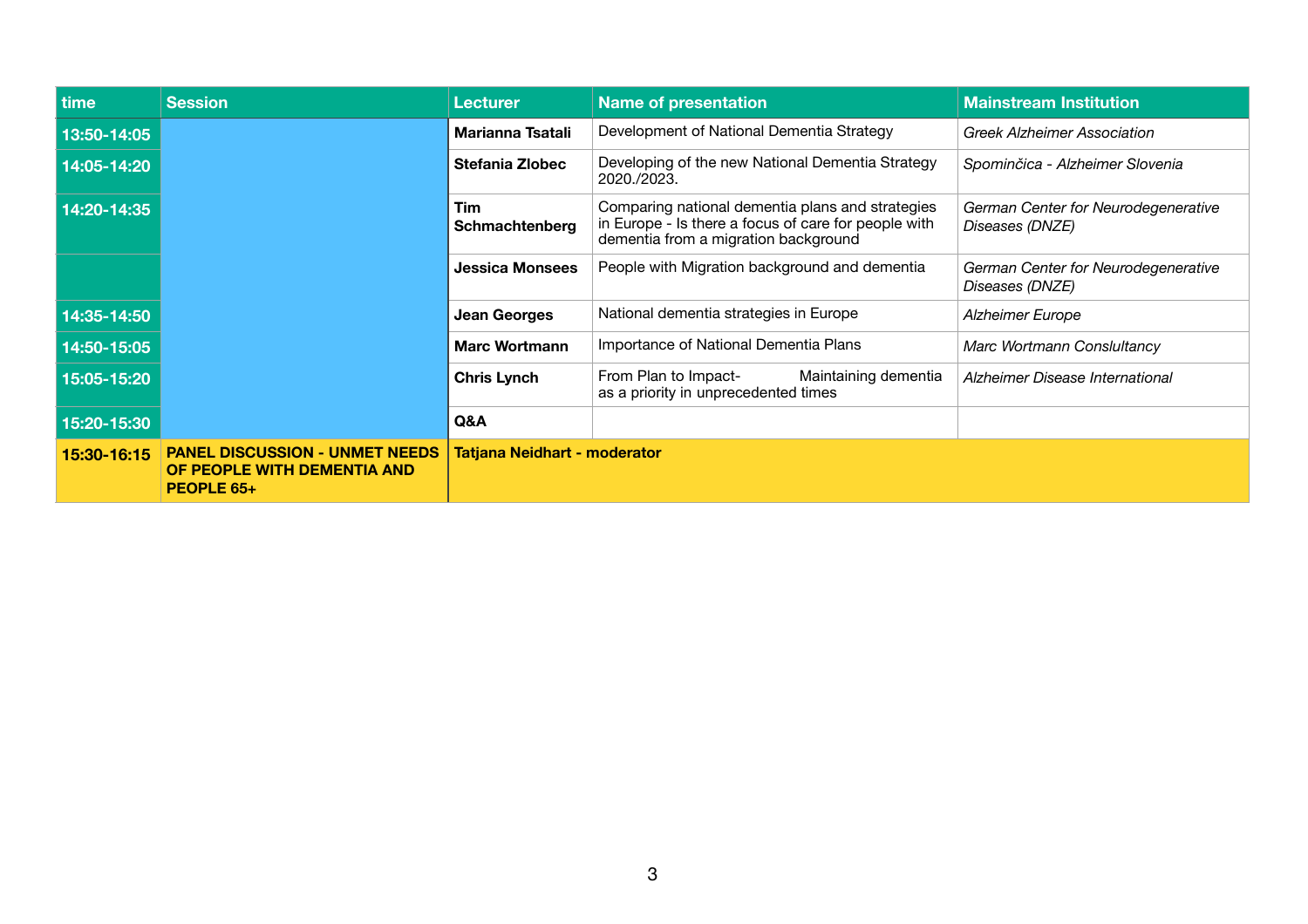| time | Session | Lecturer | Name of presentation | Mainstream Institution |
|---|---|---|---|---|
| 13:50-14:05 | | **Marianna Tsatali** | Development of National Dementia Strategy | *Greek Alzheimer Association* |
| 14:05-14:20 | | **Stefania Zlobec** | Developing of the new National Dementia Strategy 2020./2023. | *Spominčica - Alzheimer Slovenia* |
| 14:20-14:35 | | **Tim Schmachtenberg** | Comparing national dementia plans and strategies in Europe - Is there a focus of care for people with dementia from a migration background | *German Center for Neurodegenerative Diseases (DNZE)* |
| | | **Jessica Monsees** | People with Migration background and dementia | *German Center for Neurodegenerative Diseases (DNZE)* |
| 14:35-14:50 | | **Jean Georges** | National dementia strategies in Europe | *Alzheimer Europe* |
| 14:50-15:05 | | **Marc Wortmann** | Importance of National Dementia Plans | *Marc Wortmann Conslultancy* |
| 15:05-15:20 | | **Chris Lynch** | From Plan to Impact- Maintaining dementia as a priority in unprecedented times | *Alzheimer Disease International* |
| 15:20-15:30 | | **Q&A** | | |
| **15:30-16:15** | **PANEL DISCUSSION - UNMET NEEDS OF PEOPLE WITH DEMENTIA AND PEOPLE 65+** | **Tatjana Neidhart - moderator** | | |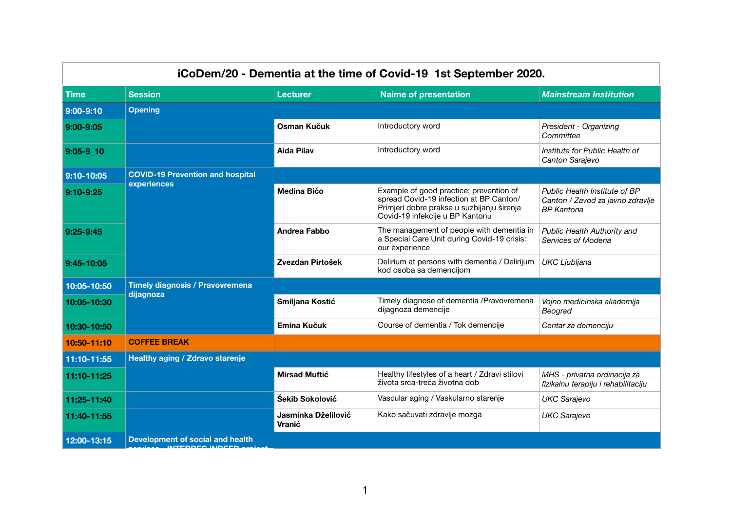| iCoDem/20 - Dementia at the time of Covid-19 1st September 2020. | | | | |
|---|---|---|---|---|
| **Time** | **Session** | **Lecturer** | **Naime of presentation** | ***Mainstream Institution*** |
| **9:00-9:10** | **Opening** | | | |
| **9:00-9:05** | | **Osman Kučuk** | Introductory word | *President - Organizing Committee* |
| **9:05-9_10** | | **Aida Pilav** | Introductory word | *Institute for Public Health of Canton Sarajevo* |
| **9:10-10:05** | **COVID-19 Prevention and hospital experiences** | | | |
| **9:10-9:25** | | **Medina Bićo** | Example of good practice: prevention of spread Covid-19 infection at BP Canton/ Primjeri dobre prakse u suzbijanju širenja Covid-19 infekcije u BP Kantonu | *Public Health Institute of BP Canton / Zavod za javno zdravlje BP Kantona* |
| **9:25-9:45** | | **Andrea Fabbo** | The management of people with dementia in a Special Care Unit during Covid-19 crisis: our experience | *Public Health Authority and Services of Modena* |
| **9:45-10:05** | | **Zvezdan Pirtošek** | Delirium at persons with dementia / Delirijum kod osoba sa demencijom | *UKC Ljubljana* |
| **10:05-10:50** | **Timely diagnosis / Pravovremena dijagnoza** | | | |
| **10:05-10:30** | | **Smiljana Kostić** | Timely diagnose of dementia /Pravovremena dijagnoza demencije | *Vojno medicinska akademija Beograd* |
| **10:30-10:50** | | **Emina Kučuk** | Course of dementia / Tok demencije | *Centar za demenciju* |
| **10:50-11:10** | **COFFEE BREAK** | | | |
| **11:10-11:55** | **Healthy aging / Zdravo starenje** | | | |
| **11:10-11:25** | | **Mirsad Muftić** | Healthy lifestyles of a heart / Zdravi stilovi života srca-treća životna dob | *MHS - privatna ordinacija za fizikalnu terapiju i rehabilitaciju* |
| **11:25-11:40** | | **Šekib Sokolović** | Vascular aging / Vaskularno starenje | *UKC Sarajevo* |
| **11:40-11:55** | | **Jasminka Dželilović Vranić** | Kako sačuvati zdravlje mozga | *UKC Sarajevo* |
| **12:00-13:15** | **Development of social and health services - INTERREG INDEED project** | | | |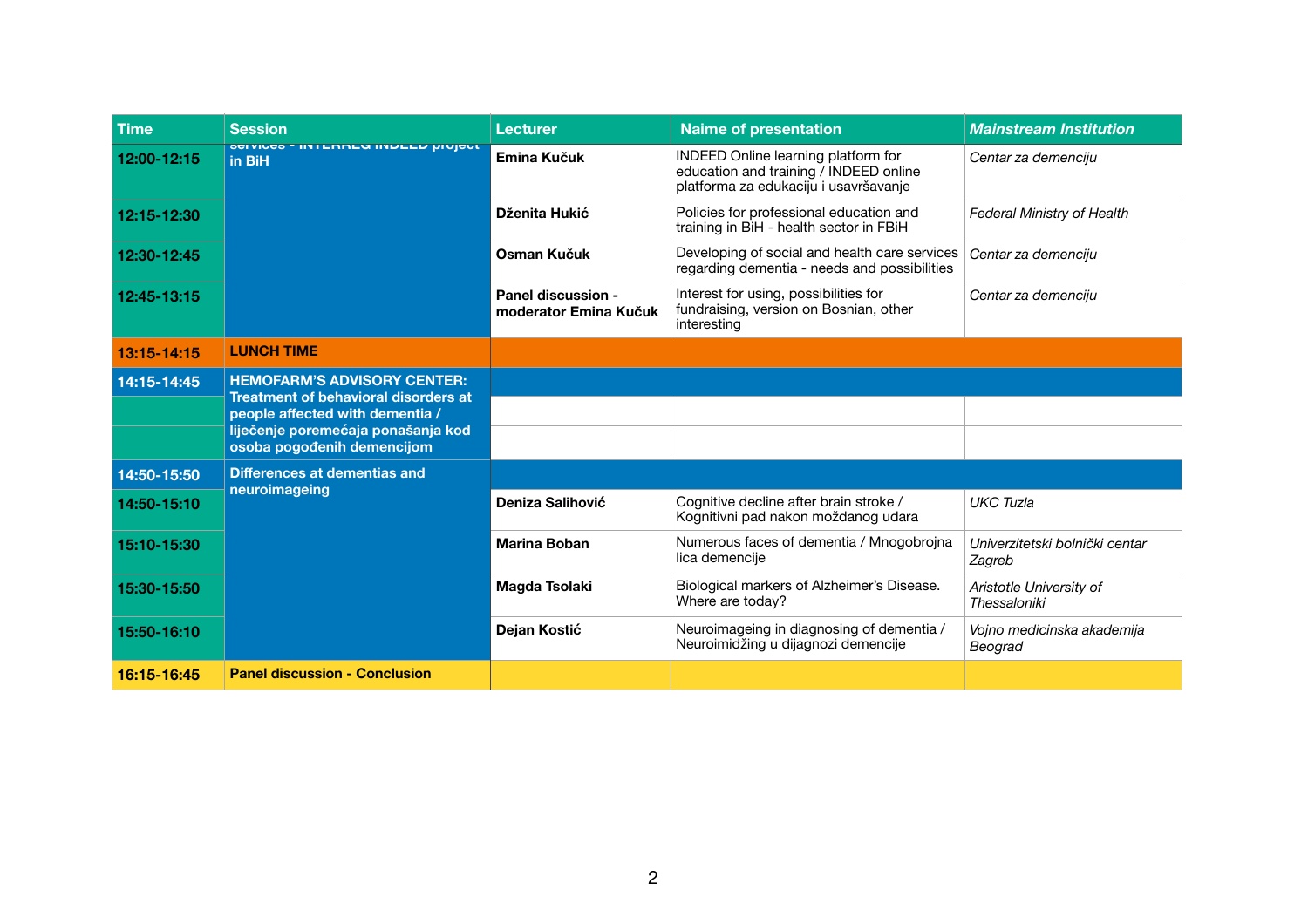| Time | Session | Lecturer | Naime of presentation | *Mainstream Institution* |
|---|---|---|---|---|
| **12:00-12:15** | **services - INTERREG INDEED project in BiH** | **Emina Kučuk** | INDEED Online learning platform for education and training / INDEED online platforma za edukaciju i usavršavanje | *Centar za demenciju* |
| **12:15-12:30** | | **Dženita Hukić** | Policies for professional education and training in BiH - health sector in FBiH | *Federal Ministry of Health* |
| **12:30-12:45** | | **Osman Kučuk** | Developing of social and health care services regarding dementia - needs and possibilities | *Centar za demenciju* |
| **12:45-13:15** | | **Panel discussion - moderator Emina Kučuk** | Interest for using, possibilities for fundraising, version on Bosnian, other interesting | *Centar za demenciju* |
| **13:15-14:15** | **LUNCH TIME** | | | |
| **14:15-14:45** | **HEMOFARM'S ADVISORY CENTER: Treatment of behavioral disorders at people affected with dementia / liječenje poremećaja ponašanja kod osoba pogođenih demencijom** | | | |
| | | | | |
| | | | | |
| **14:50-15:50** | **Differences at dementias and neuroimageing** | | | |
| **14:50-15:10** | | **Deniza Salihović** | Cognitive decline after brain stroke / Kognitivni pad nakon moždanog udara | *UKC Tuzla* |
| **15:10-15:30** | | **Marina Boban** | Numerous faces of dementia / Mnogobrojna lica demencije | *Univerzitetski bolnički centar Zagreb* |
| **15:30-15:50** | | **Magda Tsolaki** | Biological markers of Alzheimer's Disease. Where are today? | *Aristotle University of Thessaloniki* |
| **15:50-16:10** | | **Dejan Kostić** | Neuroimageing in diagnosing of dementia / Neuroimidžing u dijagnozi demencije | *Vojno medicinska akademija Beograd* |
| **16:15-16:45** | **Panel discussion - Conclusion** | | | |